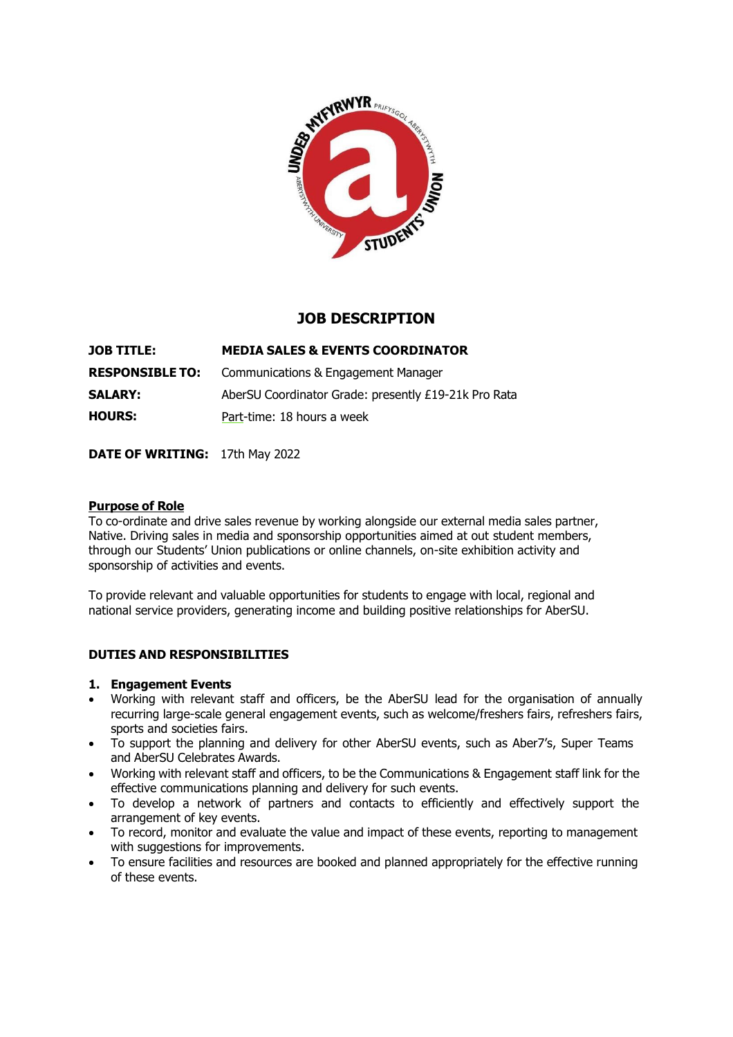# JOB DESCRIPTION

**JOB TITLE:** **MEDIA SALES & EVENTS COORDINATOR**

**RESPONSIBLE TO:** Communications & Engagement Manager

**SALARY:** AberSU Coordinator Grade: presently £19-21k Pro Rata

**HOURS:** Part-time: 18 hours a week

**DATE OF WRITING:** 17th May 2022

## Purpose of Role

To co-ordinate and drive sales revenue by working alongside our external media sales partner, Native. Driving sales in media and sponsorship opportunities aimed at out student members, through our Students' Union publications or online channels, on-site exhibition activity and sponsorship of activities and events.

To provide relevant and valuable opportunities for students to engage with local, regional and national service providers, generating income and building positive relationships for AberSU.

## DUTIES AND RESPONSIBILITIES

### 1. Engagement Events

- Working with relevant staff and officers, be the AberSU lead for the organisation of annually recurring large-scale general engagement events, such as welcome/freshers fairs, refreshers fairs, sports and societies fairs.
- To support the planning and delivery for other AberSU events, such as Aber7's, Super Teams and AberSU Celebrates Awards.
- Working with relevant staff and officers, to be the Communications & Engagement staff link for the effective communications planning and delivery for such events.
- To develop a network of partners and contacts to efficiently and effectively support the arrangement of key events.
- To record, monitor and evaluate the value and impact of these events, reporting to management with suggestions for improvements.
- To ensure facilities and resources are booked and planned appropriately for the effective running of these events.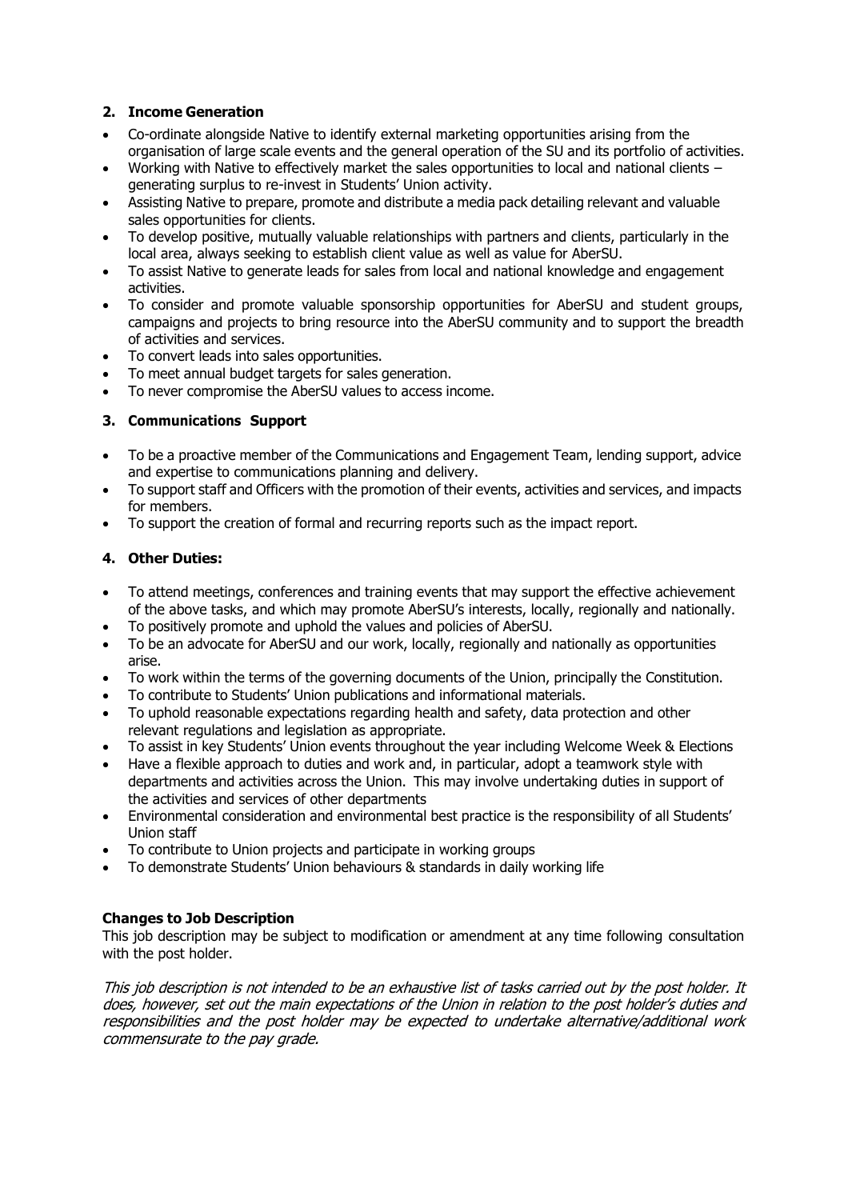## 2. Income Generation

- Co-ordinate alongside Native to identify external marketing opportunities arising from the organisation of large scale events and the general operation of the SU and its portfolio of activities.
- Working with Native to effectively market the sales opportunities to local and national clients – generating surplus to re-invest in Students' Union activity.
- Assisting Native to prepare, promote and distribute a media pack detailing relevant and valuable sales opportunities for clients.
- To develop positive, mutually valuable relationships with partners and clients, particularly in the local area, always seeking to establish client value as well as value for AberSU.
- To assist Native to generate leads for sales from local and national knowledge and engagement activities.
- To consider and promote valuable sponsorship opportunities for AberSU and student groups, campaigns and projects to bring resource into the AberSU community and to support the breadth of activities and services.
- To convert leads into sales opportunities.
- To meet annual budget targets for sales generation.
- To never compromise the AberSU values to access income.

## 3. Communications Support

- To be a proactive member of the Communications and Engagement Team, lending support, advice and expertise to communications planning and delivery.
- To support staff and Officers with the promotion of their events, activities and services, and impacts for members.
- To support the creation of formal and recurring reports such as the impact report.

## 4. Other Duties:

- To attend meetings, conferences and training events that may support the effective achievement of the above tasks, and which may promote AberSU's interests, locally, regionally and nationally.
- To positively promote and uphold the values and policies of AberSU.
- To be an advocate for AberSU and our work, locally, regionally and nationally as opportunities arise.
- To work within the terms of the governing documents of the Union, principally the Constitution.
- To contribute to Students' Union publications and informational materials.
- To uphold reasonable expectations regarding health and safety, data protection and other relevant regulations and legislation as appropriate.
- To assist in key Students' Union events throughout the year including Welcome Week & Elections
- Have a flexible approach to duties and work and, in particular, adopt a teamwork style with departments and activities across the Union. This may involve undertaking duties in support of the activities and services of other departments
- Environmental consideration and environmental best practice is the responsibility of all Students' Union staff
- To contribute to Union projects and participate in working groups
- To demonstrate Students' Union behaviours & standards in daily working life

**Changes to Job Description**

This job description may be subject to modification or amendment at any time following consultation with the post holder.

*This job description is not intended to be an exhaustive list of tasks carried out by the post holder. It does, however, set out the main expectations of the Union in relation to the post holder's duties and responsibilities and the post holder may be expected to undertake alternative/additional work commensurate to the pay grade.*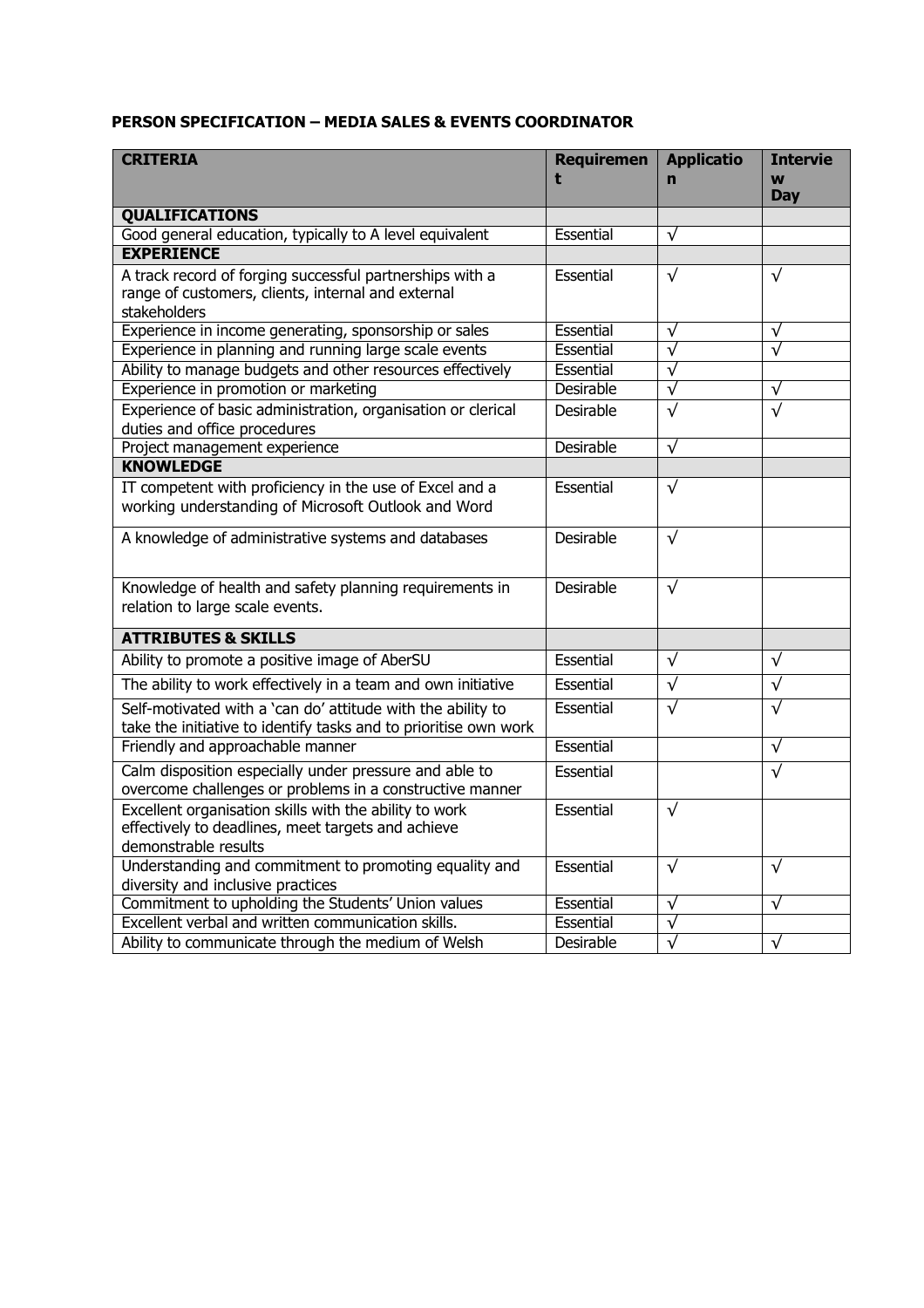**PERSON SPECIFICATION – MEDIA SALES & EVENTS COORDINATOR**

| CRITERIA | Requirement | Application | Interview Day |
|---|---|---|---|
| **QUALIFICATIONS** | | | |
| Good general education, typically to A level equivalent | Essential | √ | |
| **EXPERIENCE** | | | |
| A track record of forging successful partnerships with a range of customers, clients, internal and external stakeholders | Essential | √ | √ |
| Experience in income generating, sponsorship or sales | Essential | √ | √ |
| Experience in planning and running large scale events | Essential | √ | √ |
| Ability to manage budgets and other resources effectively | Essential | √ | |
| Experience in promotion or marketing | Desirable | √ | √ |
| Experience of basic administration, organisation or clerical duties and office procedures | Desirable | √ | √ |
| Project management experience | Desirable | √ | |
| **KNOWLEDGE** | | | |
| IT competent with proficiency in the use of Excel and a working understanding of Microsoft Outlook and Word | Essential | √ | |
| A knowledge of administrative systems and databases | Desirable | √ | |
| Knowledge of health and safety planning requirements in relation to large scale events. | Desirable | √ | |
| **ATTRIBUTES & SKILLS** | | | |
| Ability to promote a positive image of AberSU | Essential | √ | √ |
| The ability to work effectively in a team and own initiative | Essential | √ | √ |
| Self-motivated with a 'can do' attitude with the ability to take the initiative to identify tasks and to prioritise own work | Essential | √ | √ |
| Friendly and approachable manner | Essential | | √ |
| Calm disposition especially under pressure and able to overcome challenges or problems in a constructive manner | Essential | | √ |
| Excellent organisation skills with the ability to work effectively to deadlines, meet targets and achieve demonstrable results | Essential | √ | |
| Understanding and commitment to promoting equality and diversity and inclusive practices | Essential | √ | √ |
| Commitment to upholding the Students' Union values | Essential | √ | √ |
| Excellent verbal and written communication skills. | Essential | √ | |
| Ability to communicate through the medium of Welsh | Desirable | √ | √ |